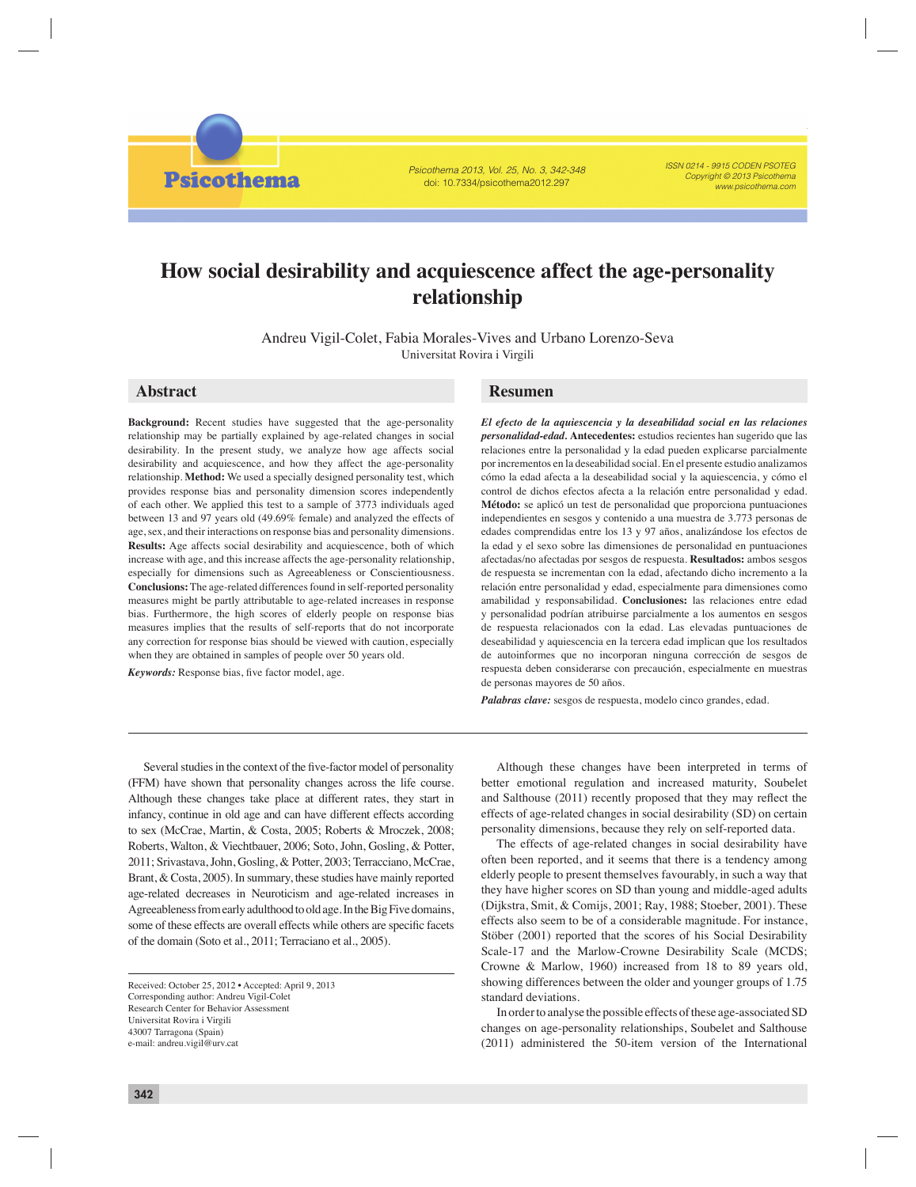# How social desirability and acquiescence affect the age-personality relationship

Andreu Vigil-Colet, Fabia Morales-Vives and Urbano Lorenzo-Seva
Universitat Rovira i Virgili

## Abstract

**Background:** Recent studies have suggested that the age-personality relationship may be partially explained by age-related changes in social desirability. In the present study, we analyze how age affects social desirability and acquiescence, and how they affect the age-personality relationship. **Method:** We used a specially designed personality test, which provides response bias and personality dimension scores independently of each other. We applied this test to a sample of 3773 individuals aged between 13 and 97 years old (49.69% female) and analyzed the effects of age, sex, and their interactions on response bias and personality dimensions. **Results:** Age affects social desirability and acquiescence, both of which increase with age, and this increase affects the age-personality relationship, especially for dimensions such as Agreeableness or Conscientiousness. **Conclusions:** The age-related differences found in self-reported personality measures might be partly attributable to age-related increases in response bias. Furthermore, the high scores of elderly people on response bias measures implies that the results of self-reports that do not incorporate any correction for response bias should be viewed with caution, especially when they are obtained in samples of people over 50 years old.

***Keywords:*** Response bias, five factor model, age.

## Resumen

***El efecto de la aquiescencia y la deseabilidad social en las relaciones personalidad-edad.*** **Antecedentes:** estudios recientes han sugerido que las relaciones entre la personalidad y la edad pueden explicarse parcialmente por incrementos en la deseabilidad social. En el presente estudio analizamos cómo la edad afecta a la deseabilidad social y la aquiescencia, y cómo el control de dichos efectos afecta a la relación entre personalidad y edad. **Método:** se aplicó un test de personalidad que proporciona puntuaciones independientes en sesgos y contenido a una muestra de 3.773 personas de edades comprendidas entre los 13 y 97 años, analizándose los efectos de la edad y el sexo sobre las dimensiones de personalidad en puntuaciones afectadas/no afectadas por sesgos de respuesta. **Resultados:** ambos sesgos de respuesta se incrementan con la edad, afectando dicho incremento a la relación entre personalidad y edad, especialmente para dimensiones como amabilidad y responsabilidad. **Conclusiones:** las relaciones entre edad y personalidad podrían atribuirse parcialmente a los aumentos en sesgos de respuesta relacionados con la edad. Las elevadas puntuaciones de deseabilidad y aquiescencia en la tercera edad implican que los resultados de autoinformes que no incorporan ninguna corrección de sesgos de respuesta deben considerarse con precaución, especialmente en muestras de personas mayores de 50 años.

***Palabras clave:*** sesgos de respuesta, modelo cinco grandes, edad.

---

Several studies in the context of the five-factor model of personality (FFM) have shown that personality changes across the life course. Although these changes take place at different rates, they start in infancy, continue in old age and can have different effects according to sex (McCrae, Martin, & Costa, 2005; Roberts & Mroczek, 2008; Roberts, Walton, & Viechtbauer, 2006; Soto, John, Gosling, & Potter, 2011; Srivastava, John, Gosling, & Potter, 2003; Terracciano, McCrae, Brant, & Costa, 2005). In summary, these studies have mainly reported age-related decreases in Neuroticism and age-related increases in Agreeableness from early adulthood to old age. In the Big Five domains, some of these effects are overall effects while others are specific facets of the domain (Soto et al., 2011; Terraciano et al., 2005).

Although these changes have been interpreted in terms of better emotional regulation and increased maturity, Soubelet and Salthouse (2011) recently proposed that they may reflect the effects of age-related changes in social desirability (SD) on certain personality dimensions, because they rely on self-reported data.

The effects of age-related changes in social desirability have often been reported, and it seems that there is a tendency among elderly people to present themselves favourably, in such a way that they have higher scores on SD than young and middle-aged adults (Dijkstra, Smit, & Comijs, 2001; Ray, 1988; Stoeber, 2001). These effects also seem to be of a considerable magnitude. For instance, Stöber (2001) reported that the scores of his Social Desirability Scale-17 and the Marlow-Crowne Desirability Scale (MCDS; Crowne & Marlow, 1960) increased from 18 to 89 years old, showing differences between the older and younger groups of 1.75 standard deviations.

In order to analyse the possible effects of these age-associated SD changes on age-personality relationships, Soubelet and Salthouse (2011) administered the 50-item version of the International

---

Received: October 25, 2012 • Accepted: April 9, 2013
Corresponding author: Andreu Vigil-Colet
Research Center for Behavior Assessment
Universitat Rovira i Virgili
43007 Tarragona (Spain)
e-mail: andreu.vigil@urv.cat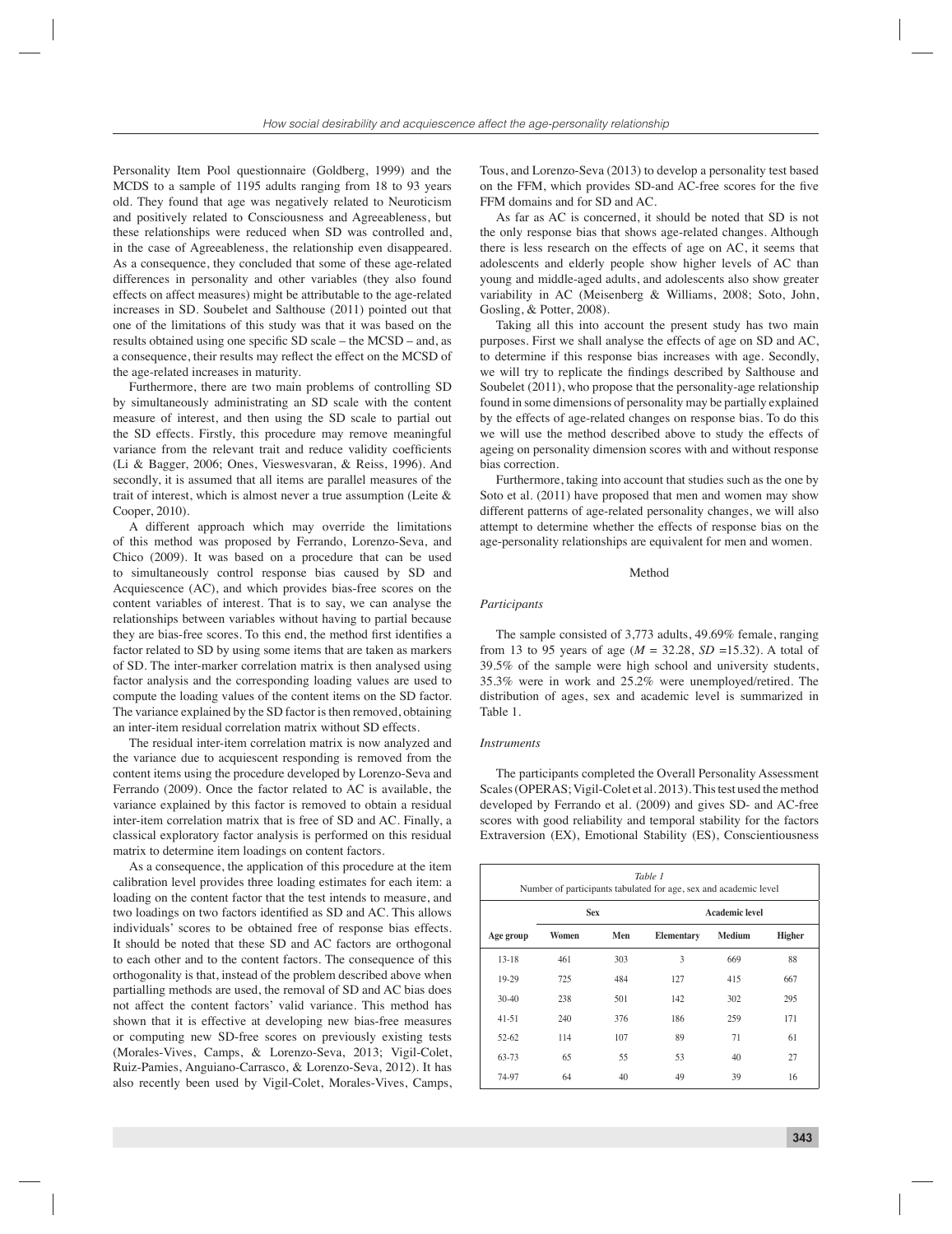Personality Item Pool questionnaire (Goldberg, 1999) and the MCDS to a sample of 1195 adults ranging from 18 to 93 years old. They found that age was negatively related to Neuroticism and positively related to Consciousness and Agreeableness, but these relationships were reduced when SD was controlled and, in the case of Agreeableness, the relationship even disappeared. As a consequence, they concluded that some of these age-related differences in personality and other variables (they also found effects on affect measures) might be attributable to the age-related increases in SD. Soubelet and Salthouse (2011) pointed out that one of the limitations of this study was that it was based on the results obtained using one specific SD scale – the MCSD – and, as a consequence, their results may reflect the effect on the MCSD of the age-related increases in maturity.

Furthermore, there are two main problems of controlling SD by simultaneously administrating an SD scale with the content measure of interest, and then using the SD scale to partial out the SD effects. Firstly, this procedure may remove meaningful variance from the relevant trait and reduce validity coefficients (Li & Bagger, 2006; Ones, Vieswesvaran, & Reiss, 1996). And secondly, it is assumed that all items are parallel measures of the trait of interest, which is almost never a true assumption (Leite & Cooper, 2010).

A different approach which may override the limitations of this method was proposed by Ferrando, Lorenzo-Seva, and Chico (2009). It was based on a procedure that can be used to simultaneously control response bias caused by SD and Acquiescence (AC), and which provides bias-free scores on the content variables of interest. That is to say, we can analyse the relationships between variables without having to partial because they are bias-free scores. To this end, the method first identifies a factor related to SD by using some items that are taken as markers of SD. The inter-marker correlation matrix is then analysed using factor analysis and the corresponding loading values are used to compute the loading values of the content items on the SD factor. The variance explained by the SD factor is then removed, obtaining an inter-item residual correlation matrix without SD effects.

The residual inter-item correlation matrix is now analyzed and the variance due to acquiescent responding is removed from the content items using the procedure developed by Lorenzo-Seva and Ferrando (2009). Once the factor related to AC is available, the variance explained by this factor is removed to obtain a residual inter-item correlation matrix that is free of SD and AC. Finally, a classical exploratory factor analysis is performed on this residual matrix to determine item loadings on content factors.

As a consequence, the application of this procedure at the item calibration level provides three loading estimates for each item: a loading on the content factor that the test intends to measure, and two loadings on two factors identified as SD and AC. This allows individuals' scores to be obtained free of response bias effects. It should be noted that these SD and AC factors are orthogonal to each other and to the content factors. The consequence of this orthogonality is that, instead of the problem described above when partialling methods are used, the removal of SD and AC bias does not affect the content factors' valid variance. This method has shown that it is effective at developing new bias-free measures or computing new SD-free scores on previously existing tests (Morales-Vives, Camps, & Lorenzo-Seva, 2013; Vigil-Colet, Ruiz-Pamies, Anguiano-Carrasco, & Lorenzo-Seva, 2012). It has also recently been used by Vigil-Colet, Morales-Vives, Camps, Tous, and Lorenzo-Seva (2013) to develop a personality test based on the FFM, which provides SD-and AC-free scores for the five FFM domains and for SD and AC.

As far as AC is concerned, it should be noted that SD is not the only response bias that shows age-related changes. Although there is less research on the effects of age on AC, it seems that adolescents and elderly people show higher levels of AC than young and middle-aged adults, and adolescents also show greater variability in AC (Meisenberg & Williams, 2008; Soto, John, Gosling, & Potter, 2008).

Taking all this into account the present study has two main purposes. First we shall analyse the effects of age on SD and AC, to determine if this response bias increases with age. Secondly, we will try to replicate the findings described by Salthouse and Soubelet (2011), who propose that the personality-age relationship found in some dimensions of personality may be partially explained by the effects of age-related changes on response bias. To do this we will use the method described above to study the effects of ageing on personality dimension scores with and without response bias correction.

Furthermore, taking into account that studies such as the one by Soto et al. (2011) have proposed that men and women may show different patterns of age-related personality changes, we will also attempt to determine whether the effects of response bias on the age-personality relationships are equivalent for men and women.

## Method

### *Participants*

The sample consisted of 3,773 adults, 49.69% female, ranging from 13 to 95 years of age ($M$ = 32.28, $SD$ =15.32). A total of 39.5% of the sample were high school and university students, 35.3% were in work and 25.2% were unemployed/retired. The distribution of ages, sex and academic level is summarized in Table 1.

### *Instruments*

The participants completed the Overall Personality Assessment Scales (OPERAS; Vigil-Colet et al. 2013). This test used the method developed by Ferrando et al. (2009) and gives SD- and AC-free scores with good reliability and temporal stability for the factors Extraversion (EX), Emotional Stability (ES), Conscientiousness

*Table 1*
Number of participants tabulated for age, sex and academic level

| | Sex | | Academic level | | |
|---|---|---|---|---|---|
| **Age group** | **Women** | **Men** | **Elementary** | **Medium** | **Higher** |
| 13-18 | 461 | 303 | 3 | 669 | 88 |
| 19-29 | 725 | 484 | 127 | 415 | 667 |
| 30-40 | 238 | 501 | 142 | 302 | 295 |
| 41-51 | 240 | 376 | 186 | 259 | 171 |
| 52-62 | 114 | 107 | 89 | 71 | 61 |
| 63-73 | 65 | 55 | 53 | 40 | 27 |
| 74-97 | 64 | 40 | 49 | 39 | 16 |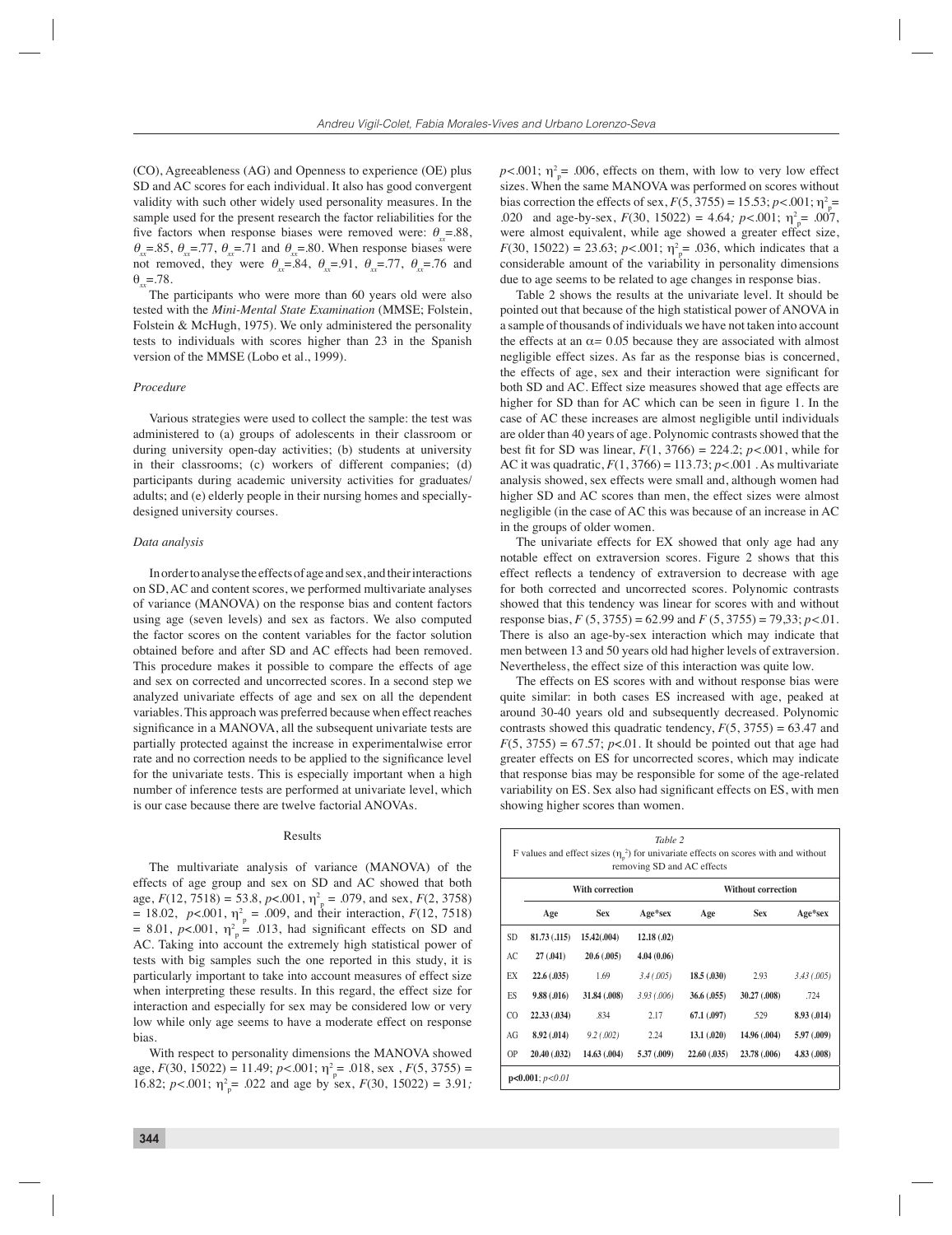(CO), Agreeableness (AG) and Openness to experience (OE) plus SD and AC scores for each individual. It also has good convergent validity with such other widely used personality measures. In the sample used for the present research the factor reliabilities for the five factors when response biases were removed were: $\theta_{xx}$=.88, $\theta_{xx}$=.85, $\theta_{xx}$=.77, $\theta_{xx}$=.71 and $\theta_{xx}$=.80. When response biases were not removed, they were $\theta_{xx}$=.84, $\theta_{xx}$=.91, $\theta_{xx}$=.77, $\theta_{xx}$=.76 and $\theta_{xx}$=.78.

The participants who were more than 60 years old were also tested with the *Mini-Mental State Examination* (MMSE; Folstein, Folstein & McHugh, 1975). We only administered the personality tests to individuals with scores higher than 23 in the Spanish version of the MMSE (Lobo et al., 1999).

### *Procedure*

Various strategies were used to collect the sample: the test was administered to (a) groups of adolescents in their classroom or during university open-day activities; (b) students at university in their classrooms; (c) workers of different companies; (d) participants during academic university activities for graduates/adults; and (e) elderly people in their nursing homes and specially-designed university courses.

### *Data analysis*

In order to analyse the effects of age and sex, and their interactions on SD, AC and content scores, we performed multivariate analyses of variance (MANOVA) on the response bias and content factors using age (seven levels) and sex as factors. We also computed the factor scores on the content variables for the factor solution obtained before and after SD and AC effects had been removed. This procedure makes it possible to compare the effects of age and sex on corrected and uncorrected scores. In a second step we analyzed univariate effects of age and sex on all the dependent variables. This approach was preferred because when effect reaches significance in a MANOVA, all the subsequent univariate tests are partially protected against the increase in experimentalwise error rate and no correction needs to be applied to the significance level for the univariate tests. This is especially important when a high number of inference tests are performed at univariate level, which is our case because there are twelve factorial ANOVAs.

## Results

The multivariate analysis of variance (MANOVA) of the effects of age group and sex on SD and AC showed that both age, $F(12, 7518) = 53.8$, $p<.001$, $\eta^2_p = .079$, and sex, $F(2, 3758) = 18.02$, $p<.001$, $\eta^2_p = .009$, and their interaction, $F(12, 7518) = 8.01$, $p<.001$, $\eta^2_p = .013$, had significant effects on SD and AC. Taking into account the extremely high statistical power of tests with big samples such the one reported in this study, it is particularly important to take into account measures of effect size when interpreting these results. In this regard, the effect size for interaction and especially for sex may be considered low or very low while only age seems to have a moderate effect on response bias.

With respect to personality dimensions the MANOVA showed age, $F(30, 15022) = 11.49$; $p<.001$; $\eta^2_p = .018$, sex , $F(5, 3755) = 16.82$; $p<.001$; $\eta^2_p = .022$ and age by sex, $F(30, 15022) = 3.91$; $p<.001$; $\eta^2_p = .006$, effects on them, with low to very low effect sizes. When the same MANOVA was performed on scores without bias correction the effects of sex, $F(5, 3755) = 15.53$; $p<.001$; $\eta^2_p = .020$ and age-by-sex, $F(30, 15022) = 4.64$; $p<.001$; $\eta^2_p = .007$, were almost equivalent, while age showed a greater effect size, $F(30, 15022) = 23.63$; $p<.001$; $\eta^2_p = .036$, which indicates that a considerable amount of the variability in personality dimensions due to age seems to be related to age changes in response bias.

Table 2 shows the results at the univariate level. It should be pointed out that because of the high statistical power of ANOVA in a sample of thousands of individuals we have not taken into account the effects at an $\alpha = 0.05$ because they are associated with almost negligible effect sizes. As far as the response bias is concerned, the effects of age, sex and their interaction were significant for both SD and AC. Effect size measures showed that age effects are higher for SD than for AC which can be seen in figure 1. In the case of AC these increases are almost negligible until individuals are older than 40 years of age. Polynomic contrasts showed that the best fit for SD was linear, $F(1, 3766) = 224.2$; $p<.001$, while for AC it was quadratic, $F(1, 3766) = 113.73$; $p<.001$ . As multivariate analysis showed, sex effects were small and, although women had higher SD and AC scores than men, the effect sizes were almost negligible (in the case of AC this was because of an increase in AC in the groups of older women.

The univariate effects for EX showed that only age had any notable effect on extraversion scores. Figure 2 shows that this effect reflects a tendency of extraversion to decrease with age for both corrected and uncorrected scores. Polynomic contrasts showed that this tendency was linear for scores with and without response bias, $F(5, 3755) = 62.99$ and $F(5, 3755) = 79{,}33$; $p<.01$. There is also an age-by-sex interaction which may indicate that men between 13 and 50 years old had higher levels of extraversion. Nevertheless, the effect size of this interaction was quite low.

The effects on ES scores with and without response bias were quite similar: in both cases ES increased with age, peaked at around 30-40 years old and subsequently decreased. Polynomic contrasts showed this quadratic tendency, $F(5, 3755) = 63.47$ and $F(5, 3755) = 67.57$; $p<.01$. It should be pointed out that age had greater effects on ES for uncorrected scores, which may indicate that response bias may be responsible for some of the age-related variability on ES. Sex also had significant effects on ES, with men showing higher scores than women.

*Table 2*
F values and effect sizes ($\eta^2_p$) for univariate effects on scores with and without removing SD and AC effects

| | With correction | | | Without correction | | |
|---|---|---|---|---|---|---|
| | Age | Sex | Age*sex | Age | Sex | Age*sex |
| SD | **81.73 (.115)** | **15.42(.004)** | **12.18 (.02)** | | | |
| AC | **27 (.041)** | **20.6 (.005)** | **4.04 (0.06)** | | | |
| EX | **22.6 (.035)** | 1.69 | *3.4 (.005)* | **18.5 (.030)** | 2.93 | *3.43 (.005)* |
| ES | **9.88 (.016)** | **31.84 (.008)** | *3.93 (.006)* | **36.6 (.055)** | **30.27 (.008)** | .724 |
| CO | **22.33 (.034)** | .834 | 2.17 | **67.1 (.097)** | .529 | **8.93 (.014)** |
| AG | **8.92 (.014)** | *9.2 (.002)* | 2.24 | **13.1 (.020)** | **14.96 (.004)** | **5.97 (.009)** |
| OP | **20.40 (.032)** | **14.63 (.004)** | **5.37 (.009)** | **22.60 (.035)** | **23.78 (.006)** | **4.83 (.008)** |

**p<0.001**; *p<0.01*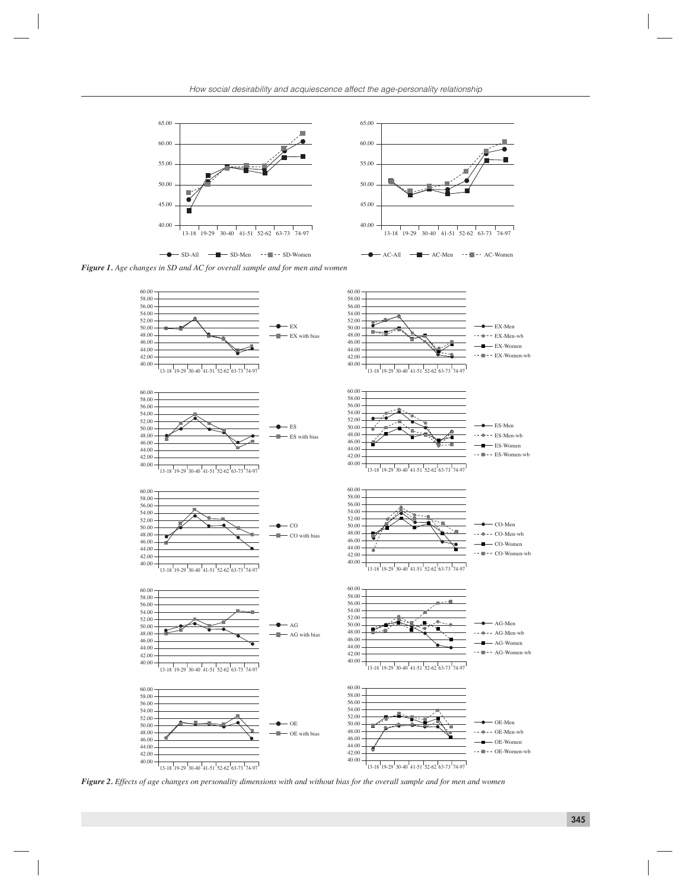*Figure 1. Age changes in SD and AC for overall sample and for men and women*

*Figure 2. Effects of age changes on personality dimensions with and without bias for the overall sample and for men and women*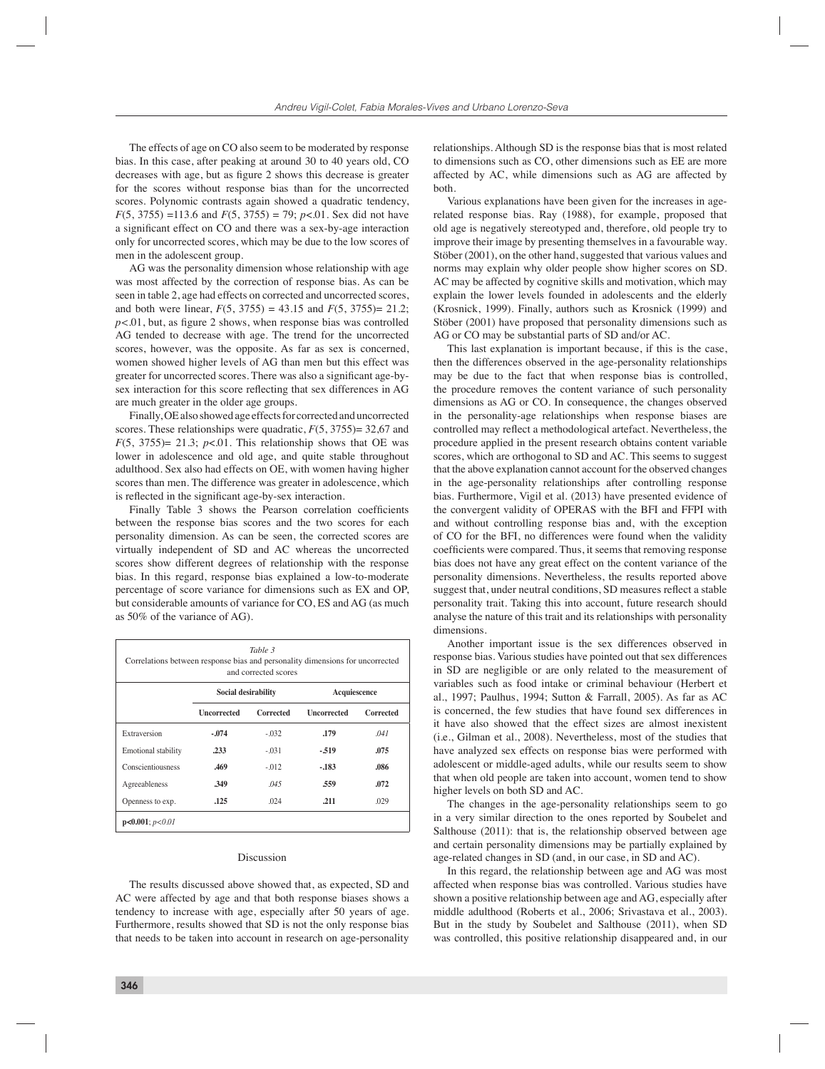The effects of age on CO also seem to be moderated by response bias. In this case, after peaking at around 30 to 40 years old, CO decreases with age, but as figure 2 shows this decrease is greater for the scores without response bias than for the uncorrected scores. Polynomic contrasts again showed a quadratic tendency, $F(5, 3755)$ =113.6 and $F(5, 3755)$ = 79; $p$<.01. Sex did not have a significant effect on CO and there was a sex-by-age interaction only for uncorrected scores, which may be due to the low scores of men in the adolescent group.

AG was the personality dimension whose relationship with age was most affected by the correction of response bias. As can be seen in table 2, age had effects on corrected and uncorrected scores, and both were linear, $F(5, 3755)$ = 43.15 and $F(5, 3755)$= 21.2; $p$<.01, but, as figure 2 shows, when response bias was controlled AG tended to decrease with age. The trend for the uncorrected scores, however, was the opposite. As far as sex is concerned, women showed higher levels of AG than men but this effect was greater for uncorrected scores. There was also a significant age-by-sex interaction for this score reflecting that sex differences in AG are much greater in the older age groups.

Finally, OE also showed age effects for corrected and uncorrected scores. These relationships were quadratic, $F(5, 3755)$= 32,67 and $F(5, 3755)$= 21.3; $p$<.01. This relationship shows that OE was lower in adolescence and old age, and quite stable throughout adulthood. Sex also had effects on OE, with women having higher scores than men. The difference was greater in adolescence, which is reflected in the significant age-by-sex interaction.

Finally Table 3 shows the Pearson correlation coefficients between the response bias scores and the two scores for each personality dimension. As can be seen, the corrected scores are virtually independent of SD and AC whereas the uncorrected scores show different degrees of relationship with the response bias. In this regard, response bias explained a low-to-moderate percentage of score variance for dimensions such as EX and OP, but considerable amounts of variance for CO, ES and AG (as much as 50% of the variance of AG).

*Table 3*
Correlations between response bias and personality dimensions for uncorrected and corrected scores

| | Social desirability | | Acquiescence | |
|---|---|---|---|---|
| | **Uncorrected** | **Corrected** | **Uncorrected** | **Corrected** |
| Extraversion | **-.074** | -.032 | **.179** | *.041* |
| Emotional stability | **.233** | -.031 | **-.519** | **.075** |
| Conscientiousness | **.469** | -.012 | **-.183** | **.086** |
| Agreeableness | **.349** | *.045* | **.559** | **.072** |
| Openness to exp. | **.125** | .024 | **.211** | .029 |

**p<0.001**; *p<0.01*

## Discussion

The results discussed above showed that, as expected, SD and AC were affected by age and that both response biases shows a tendency to increase with age, especially after 50 years of age. Furthermore, results showed that SD is not the only response bias that needs to be taken into account in research on age-personality relationships. Although SD is the response bias that is most related to dimensions such as CO, other dimensions such as EE are more affected by AC, while dimensions such as AG are affected by both.

Various explanations have been given for the increases in age-related response bias. Ray (1988), for example, proposed that old age is negatively stereotyped and, therefore, old people try to improve their image by presenting themselves in a favourable way. Stöber (2001), on the other hand, suggested that various values and norms may explain why older people show higher scores on SD. AC may be affected by cognitive skills and motivation, which may explain the lower levels founded in adolescents and the elderly (Krosnick, 1999). Finally, authors such as Krosnick (1999) and Stöber (2001) have proposed that personality dimensions such as AG or CO may be substantial parts of SD and/or AC.

This last explanation is important because, if this is the case, then the differences observed in the age-personality relationships may be due to the fact that when response bias is controlled, the procedure removes the content variance of such personality dimensions as AG or CO. In consequence, the changes observed in the personality-age relationships when response biases are controlled may reflect a methodological artefact. Nevertheless, the procedure applied in the present research obtains content variable scores, which are orthogonal to SD and AC. This seems to suggest that the above explanation cannot account for the observed changes in the age-personality relationships after controlling response bias. Furthermore, Vigil et al. (2013) have presented evidence of the convergent validity of OPERAS with the BFI and FFPI with and without controlling response bias and, with the exception of CO for the BFI, no differences were found when the validity coefficients were compared. Thus, it seems that removing response bias does not have any great effect on the content variance of the personality dimensions. Nevertheless, the results reported above suggest that, under neutral conditions, SD measures reflect a stable personality trait. Taking this into account, future research should analyse the nature of this trait and its relationships with personality dimensions.

Another important issue is the sex differences observed in response bias. Various studies have pointed out that sex differences in SD are negligible or are only related to the measurement of variables such as food intake or criminal behaviour (Herbert et al., 1997; Paulhus, 1994; Sutton & Farrall, 2005). As far as AC is concerned, the few studies that have found sex differences in it have also showed that the effect sizes are almost inexistent (i.e., Gilman et al., 2008). Nevertheless, most of the studies that have analyzed sex effects on response bias were performed with adolescent or middle-aged adults, while our results seem to show that when old people are taken into account, women tend to show higher levels on both SD and AC.

The changes in the age-personality relationships seem to go in a very similar direction to the ones reported by Soubelet and Salthouse (2011): that is, the relationship observed between age and certain personality dimensions may be partially explained by age-related changes in SD (and, in our case, in SD and AC).

In this regard, the relationship between age and AG was most affected when response bias was controlled. Various studies have shown a positive relationship between age and AG, especially after middle adulthood (Roberts et al., 2006; Srivastava et al., 2003). But in the study by Soubelet and Salthouse (2011), when SD was controlled, this positive relationship disappeared and, in our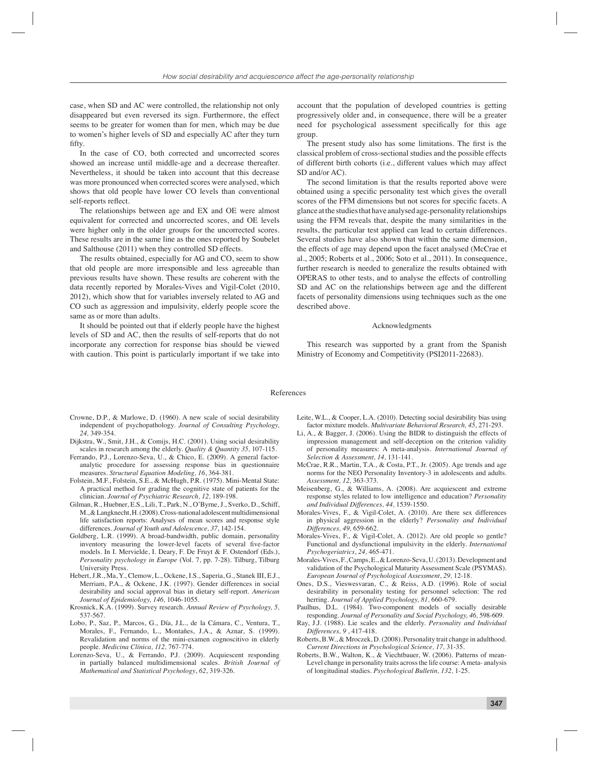case, when SD and AC were controlled, the relationship not only disappeared but even reversed its sign. Furthermore, the effect seems to be greater for women than for men, which may be due to women's higher levels of SD and especially AC after they turn fifty.

In the case of CO, both corrected and uncorrected scores showed an increase until middle-age and a decrease thereafter. Nevertheless, it should be taken into account that this decrease was more pronounced when corrected scores were analysed, which shows that old people have lower CO levels than conventional self-reports reflect.

The relationships between age and EX and OE were almost equivalent for corrected and uncorrected scores, and OE levels were higher only in the older groups for the uncorrected scores. These results are in the same line as the ones reported by Soubelet and Salthouse (2011) when they controlled SD effects.

The results obtained, especially for AG and CO, seem to show that old people are more irresponsible and less agreeable than previous results have shown. These results are coherent with the data recently reported by Morales-Vives and Vigil-Colet (2010, 2012), which show that for variables inversely related to AG and CO such as aggression and impulsivity, elderly people score the same as or more than adults.

It should be pointed out that if elderly people have the highest levels of SD and AC, then the results of self-reports that do not incorporate any correction for response bias should be viewed with caution. This point is particularly important if we take into account that the population of developed countries is getting progressively older and, in consequence, there will be a greater need for psychological assessment specifically for this age group.

The present study also has some limitations. The first is the classical problem of cross-sectional studies and the possible effects of different birth cohorts (i.e., different values which may affect SD and/or AC).

The second limitation is that the results reported above were obtained using a specific personality test which gives the overall scores of the FFM dimensions but not scores for specific facets. A glance at the studies that have analysed age-personality relationships using the FFM reveals that, despite the many similarities in the results, the particular test applied can lead to certain differences. Several studies have also shown that within the same dimension, the effects of age may depend upon the facet analysed (McCrae et al., 2005; Roberts et al., 2006; Soto et al., 2011). In consequence, further research is needed to generalize the results obtained with OPERAS to other tests, and to analyse the effects of controlling SD and AC on the relationships between age and the different facets of personality dimensions using techniques such as the one described above.

## Acknowledgments

This research was supported by a grant from the Spanish Ministry of Economy and Competitivity (PSI2011-22683).

## References

Crowne, D.P., & Marlowe, D. (1960). A new scale of social desirability independent of psychopathology. *Journal of Consulting Psychology, 24,* 349-354.

Dijkstra, W., Smit, J.H., & Comijs, H.C. (2001). Using social desirability scales in research among the elderly. *Quality & Quantity 35,* 107-115.

Ferrando, P.J., Lorenzo-Seva, U., & Chico, E. (2009). A general factor-analytic procedure for assessing response bias in questionnaire measures. *Structural Equation Modeling, 16*, 364-381.

Folstein, M.F., Folstein, S.E., & McHugh, P.R. (1975). Mini-Mental State: A practical method for grading the cognitive state of patients for the clinician. *Journal of Psychiatric Research, 12,* 189-198.

Gilman, R., Huebner, E.S., Lili, T., Park, N., O'Byrne, J., Sverko, D., Schiff, M., & Langknecht, H. (2008). Cross-national adolescent multidimensional life satisfaction reports: Analyses of mean scores and response style differences. *Journal of Youth and Adolescence, 37*, 142-154.

Goldberg, L.R. (1999). A broad-bandwidth, public domain, personality inventory measuring the lower-level facets of several five-factor models. In I. Mervielde, I. Deary, F. De Fruyt & F. Ostendorf (Eds.), *Personality psychology in Europe* (Vol. 7, pp. 7-28). Tilburg, Tilburg University Press.

Hebert, J.R., Ma, Y., Clemow, L., Ockene, I.S., Saperia, G., Stanek III, E.J., Merriam, P.A., & Ockene, J.K. (1997). Gender differences in social desirability and social approval bias in dietary self-report. *American Journal of Epidemiology, 146,* 1046-1055.

Krosnick, K.A. (1999). Survey research. *Annual Review of Psychology, 5,* 537-567.

Lobo, P., Saz, P., Marcos, G., Día, J.L., de la Cámara, C., Ventura, T., Morales, F., Fernando, L., Montañes, J.A., & Aznar, S. (1999). Revalidation and norms of the mini-examen cognoscitivo in elderly people. *Medicina Clínica, 112,* 767-774.

Lorenzo-Seva, U., & Ferrando, P.J. (2009). Acquiescent responding in partially balanced multidimensional scales. *British Journal of Mathematical and Statistical Psychology*, *62*, 319-326.

Leite, W.L., & Cooper, L.A. (2010). Detecting social desirability bias using factor mixture models. *Multivariate Behavioral Research, 45*, 271-293.

Li, A., & Bagger, J. (2006). Using the BIDR to distinguish the effects of impression management and self-deception on the criterion validity of personality measures: A meta-analysis. *International Journal of Selection & Assessment, 14,* 131-141.

McCrae, R.R., Martin, T.A., & Costa, P.T., Jr. (2005). Age trends and age norms for the NEO Personality Inventory-3 in adolescents and adults. *Assessment, 12,* 363-373.

Meisenberg, G., & Williams, A. (2008). Are acquiescent and extreme response styles related to low intelligence and education? *Personality and Individual Differences, 44,* 1539-1550.

Morales-Vives, F., & Vigil-Colet, A. (2010). Are there sex differences in physical aggression in the elderly? *Personality and Individual Differences, 49,* 659-662.

Morales-Vives, F., & Vigil-Colet, A. (2012). Are old people so gentle? Functional and dysfunctional impulsivity in the elderly. *International Psychogeriatrics*, *24,* 465-471.

Morales-Vives, F., Camps, E., & Lorenzo-Seva, U. (2013). Development and validation of the Psychological Maturity Assessment Scale (PSYMAS). *European Journal of Psychological Assessment*, *29,* 12-18.

Ones, D.S., Vieswesvaran, C., & Reiss, A.D. (1996). Role of social desirability in personality testing for personnel selection: The red herring. *Journal of Applied Psychology, 81,* 660-679.

Paulhus, D.L. (1984). Two-component models of socially desirable responding. *Journal of Personality and Social Psychology, 46,* 598-609.

Ray, J.J. (1988). Lie scales and the elderly. *Personality and Individual Differences, 9* , 417-418.

Roberts, B.W., & Mroczek, D. (2008). Personality trait change in adulthood. *Current Directions in Psychological Science, 17,* 31-35.

Roberts, B.W., Walton, K., & Viechtbauer, W. (2006). Patterns of mean-Level change in personality traits across the life course: A meta- analysis of longitudinal studies. *Psychological Bulletin, 132,* 1-25.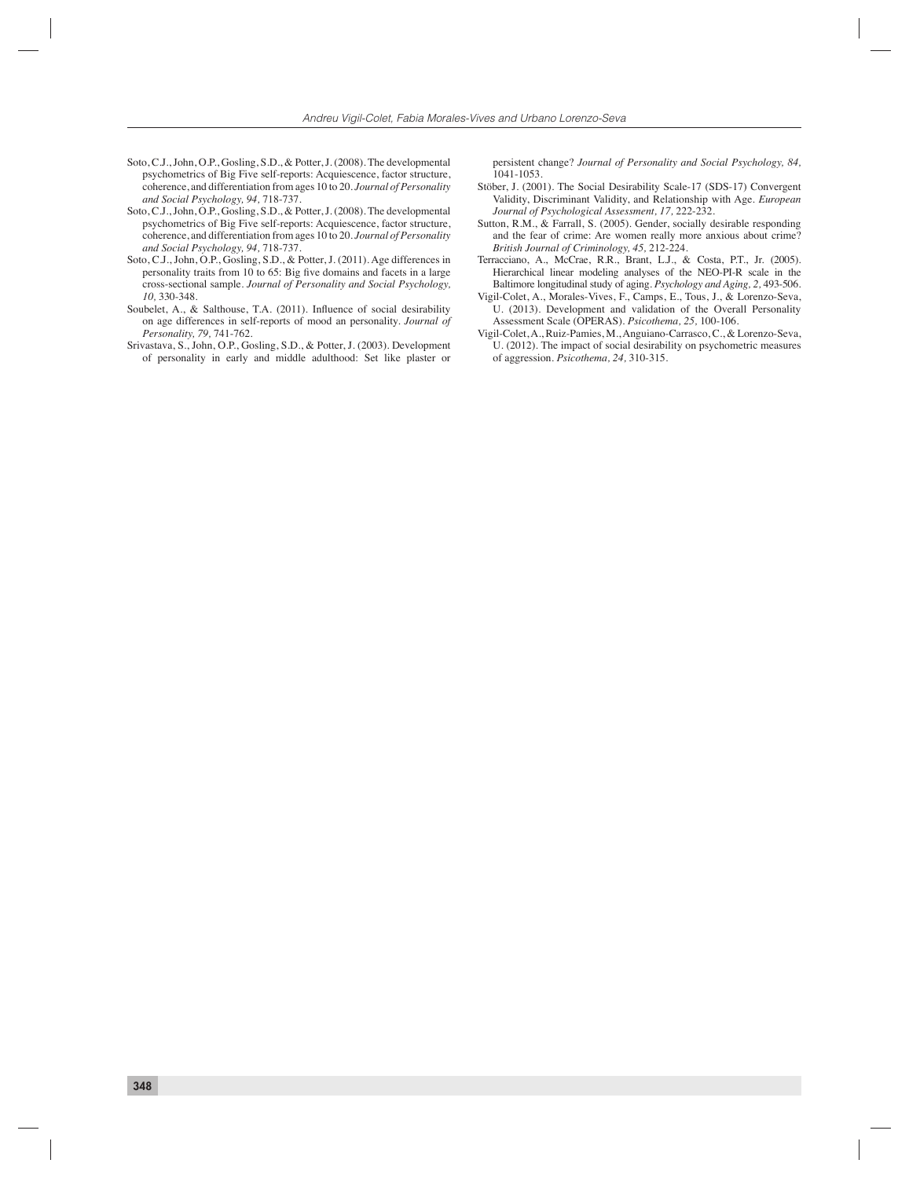Soto, C.J., John, O.P., Gosling, S.D., & Potter, J. (2008). The developmental psychometrics of Big Five self-reports: Acquiescence, factor structure, coherence, and differentiation from ages 10 to 20. *Journal of Personality and Social Psychology, 94,* 718-737.

Soto, C.J., John, O.P., Gosling, S.D., & Potter, J. (2008). The developmental psychometrics of Big Five self-reports: Acquiescence, factor structure, coherence, and differentiation from ages 10 to 20. *Journal of Personality and Social Psychology, 94,* 718-737.

Soto, C.J., John, O.P., Gosling, S.D., & Potter, J. (2011). Age differences in personality traits from 10 to 65: Big five domains and facets in a large cross-sectional sample. *Journal of Personality and Social Psychology, 10,* 330-348.

Soubelet, A., & Salthouse, T.A. (2011). Influence of social desirability on age differences in self-reports of mood an personality. *Journal of Personality, 79,* 741-762.

Srivastava, S., John, O.P., Gosling, S.D., & Potter, J. (2003). Development of personality in early and middle adulthood: Set like plaster or persistent change? *Journal of Personality and Social Psychology, 84,* 1041-1053.

Stöber, J. (2001). The Social Desirability Scale-17 (SDS-17) Convergent Validity, Discriminant Validity, and Relationship with Age. *European Journal of Psychological Assessment, 17,* 222-232.

Sutton, R.M., & Farrall, S. (2005). Gender, socially desirable responding and the fear of crime: Are women really more anxious about crime? *British Journal of Criminology, 45,* 212-224.

Terracciano, A., McCrae, R.R., Brant, L.J., & Costa, P.T., Jr. (2005). Hierarchical linear modeling analyses of the NEO-PI-R scale in the Baltimore longitudinal study of aging. *Psychology and Aging, 2,* 493-506.

Vigil-Colet, A., Morales-Vives, F., Camps, E., Tous, J., & Lorenzo-Seva, U. (2013). Development and validation of the Overall Personality Assessment Scale (OPERAS). *Psicothema, 25,* 100-106.

Vigil-Colet, A., Ruiz-Pamies, M., Anguiano-Carrasco, C., & Lorenzo-Seva, U. (2012). The impact of social desirability on psychometric measures of aggression. *Psicothema, 24,* 310-315.